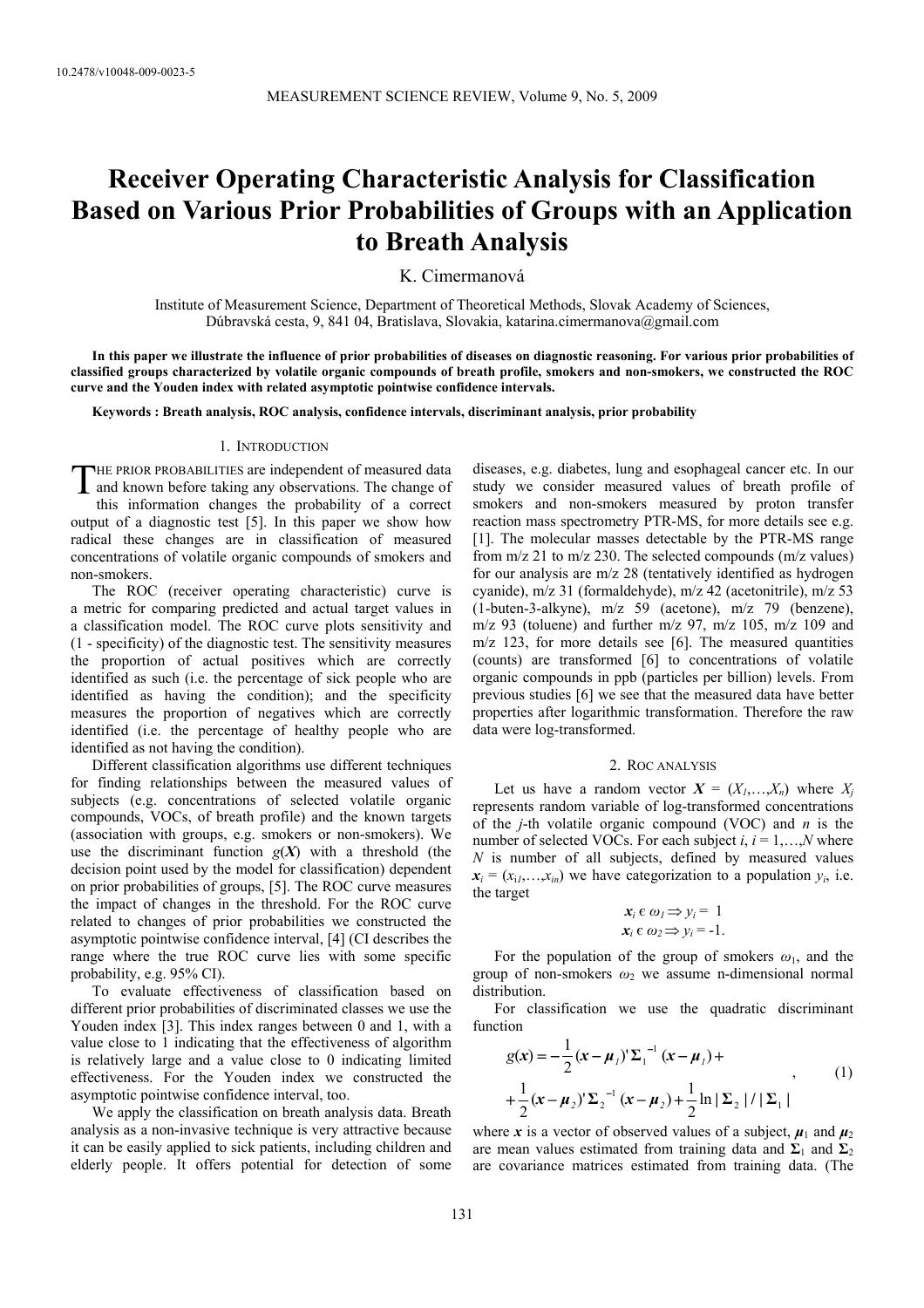# Receiver Operating Characteristic Analysis for Classification Based on Various Prior Probabilities of Groups with an Application to Breath Analysis

K. Cimermanová

Institute of Measurement Science, Department of Theoretical Methods, Slovak Academy of Sciences, Dúbravská cesta, 9, 841 04, Bratislava, Slovakia, katarina.cimermanova@gmail.com

**In this paper we illustrate the influence of prior probabilities of diseases on diagnostic reasoning. For various prior probabilities of classified groups characterized by volatile organic compounds of breath profile, smokers and non-smokers, we constructed the ROC curve and the Youden index with related asymptotic pointwise confidence intervals.**

**Keywords : Breath analysis, ROC analysis, confidence intervals, discriminant analysis, prior probability**

## 1. Introduction

The prior probabilities are independent of measured data and known before taking any observations. The change of this information changes the probability of a correct output of a diagnostic test [5]. In this paper we show how radical these changes are in classification of measured concentrations of volatile organic compounds of smokers and non-smokers.

The ROC (receiver operating characteristic) curve is a metric for comparing predicted and actual target values in a classification model. The ROC curve plots sensitivity and (1 - specificity) of the diagnostic test. The sensitivity measures the proportion of actual positives which are correctly identified as such (i.e. the percentage of sick people who are identified as having the condition); and the specificity measures the proportion of negatives which are correctly identified (i.e. the percentage of healthy people who are identified as not having the condition).

Different classification algorithms use different techniques for finding relationships between the measured values of subjects (e.g. concentrations of selected volatile organic compounds, VOCs, of breath profile) and the known targets (association with groups, e.g. smokers or non-smokers). We use the discriminant function $g(\boldsymbol{X})$ with a threshold (the decision point used by the model for classification) dependent on prior probabilities of groups, [5]. The ROC curve measures the impact of changes in the threshold. For the ROC curve related to changes of prior probabilities we constructed the asymptotic pointwise confidence interval, [4] (CI describes the range where the true ROC curve lies with some specific probability, e.g. 95% CI).

To evaluate effectiveness of classification based on different prior probabilities of discriminated classes we use the Youden index [3]. This index ranges between 0 and 1, with a value close to 1 indicating that the effectiveness of algorithm is relatively large and a value close to 0 indicating limited effectiveness. For the Youden index we constructed the asymptotic pointwise confidence interval, too.

We apply the classification on breath analysis data. Breath analysis as a non-invasive technique is very attractive because it can be easily applied to sick patients, including children and elderly people. It offers potential for detection of some diseases, e.g. diabetes, lung and esophageal cancer etc. In our study we consider measured values of breath profile of smokers and non-smokers measured by proton transfer reaction mass spectrometry PTR-MS, for more details see e.g. [1]. The molecular masses detectable by the PTR-MS range from m/z 21 to m/z 230. The selected compounds (m/z values) for our analysis are m/z 28 (tentatively identified as hydrogen cyanide), m/z 31 (formaldehyde), m/z 42 (acetonitrile), m/z 53 (1-buten-3-alkyne), m/z 59 (acetone), m/z 79 (benzene), m/z 93 (toluene) and further m/z 97, m/z 105, m/z 109 and m/z 123, for more details see [6]. The measured quantities (counts) are transformed [6] to concentrations of volatile organic compounds in ppb (particles per billion) levels. From previous studies [6] we see that the measured data have better properties after logarithmic transformation. Therefore the raw data were log-transformed.

## 2. ROC analysis

Let us have a random vector $\boldsymbol{X} = (X_1,\ldots,X_n)$ where $X_j$ represents random variable of log-transformed concentrations of the $j$-th volatile organic compound (VOC) and $n$ is the number of selected VOCs. For each subject $i$, $i = 1,\ldots,N$ where $N$ is number of all subjects, defined by measured values $\boldsymbol{x}_i = (x_{i1},\ldots,x_{in})$ we have categorization to a population $y_i$, i.e. the target

$$\boldsymbol{x}_i \in \omega_1 \Rightarrow y_i = 1$$
$$\boldsymbol{x}_i \in \omega_2 \Rightarrow y_i = -1.$$

For the population of the group of smokers $\omega_1$, and the group of non-smokers $\omega_2$ we assume n-dimensional normal distribution.

For classification we use the quadratic discriminant function

$$g(\boldsymbol{x}) = -\frac{1}{2}(\boldsymbol{x}-\boldsymbol{\mu}_1)'\boldsymbol{\Sigma}_1^{-1}(\boldsymbol{x}-\boldsymbol{\mu}_1) + \frac{1}{2}(\boldsymbol{x}-\boldsymbol{\mu}_2)'\boldsymbol{\Sigma}_2^{-1}(\boldsymbol{x}-\boldsymbol{\mu}_2) + \frac{1}{2}\ln|\boldsymbol{\Sigma}_2|/|\boldsymbol{\Sigma}_1|, \qquad (1)$$

where $\boldsymbol{x}$ is a vector of observed values of a subject, $\boldsymbol{\mu}_1$ and $\boldsymbol{\mu}_2$ are mean values estimated from training data and $\boldsymbol{\Sigma}_1$ and $\boldsymbol{\Sigma}_2$ are covariance matrices estimated from training data. (The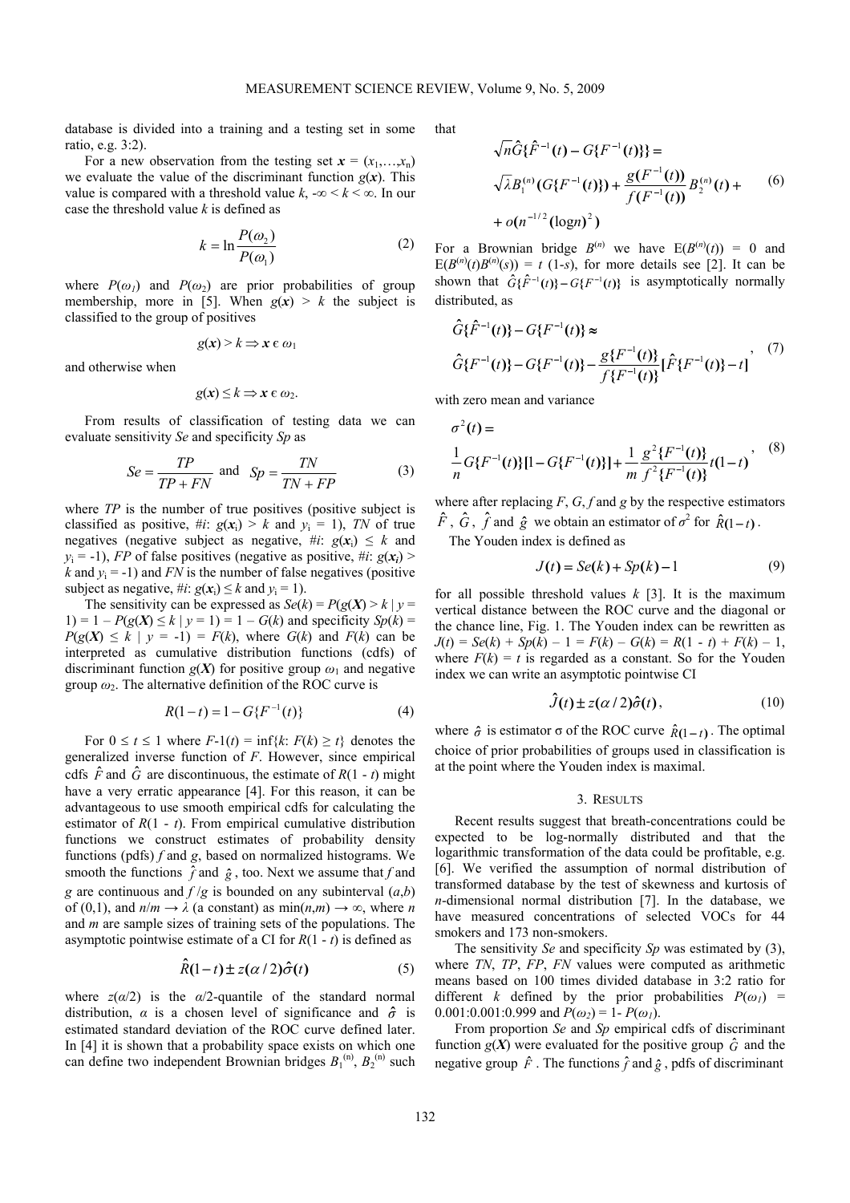database is divided into a training and a testing set in some ratio, e.g. 3:2).

For a new observation from the testing set $\boldsymbol{x} = (x_1,\ldots,x_n)$ we evaluate the value of the discriminant function $g(\boldsymbol{x})$. This value is compared with a threshold value $k$, $-\infty < k < \infty$. In our case the threshold value $k$ is defined as

$$k = \ln\frac{P(\omega_2)}{P(\omega_1)} \tag{2}$$

where $P(\omega_1)$ and $P(\omega_2)$ are prior probabilities of group membership, more in [5]. When $g(\boldsymbol{x}) > k$ the subject is classified to the group of positives

$$g(\boldsymbol{x}) > k \Rightarrow \boldsymbol{x} \in \omega_1$$

and otherwise when

$$g(\boldsymbol{x}) \leq k \Rightarrow \boldsymbol{x} \in \omega_2.$$

From results of classification of testing data we can evaluate sensitivity *Se* and specificity *Sp* as

$$Se = \frac{TP}{TP+FN} \text{ and } Sp = \frac{TN}{TN+FP} \tag{3}$$

where *TP* is the number of true positives (positive subject is classified as positive, $\#i$: $g(\boldsymbol{x}_i) > k$ and $y_i = 1$), *TN* of true negatives (negative subject as negative, $\#i$: $g(\boldsymbol{x}_i) \leq k$ and $y_i = -1$), *FP* of false positives (negative as positive, $\#i$: $g(\boldsymbol{x}_i) > k$ and $y_i = -1$) and *FN* is the number of false negatives (positive subject as negative, $\#i$: $g(\boldsymbol{x}_i) \leq k$ and $y_i = 1$).

The sensitivity can be expressed as $Se(k) = P(g(\boldsymbol{X}) > k \mid y = 1) = 1 - P(g(\boldsymbol{X}) \leq k \mid y = 1) = 1 - G(k)$ and specificity $Sp(k) = P(g(\boldsymbol{X}) \leq k \mid y = -1) = F(k)$, where $G(k)$ and $F(k)$ can be interpreted as cumulative distribution functions (cdfs) of discriminant function $g(\boldsymbol{X})$ for positive group $\omega_1$ and negative group $\omega_2$. The alternative definition of the ROC curve is

$$R(1-t) = 1 - G\{F^{-1}(t)\} \tag{4}$$

For $0 \leq t \leq 1$ where $F^{-1}(t) = \inf\{k: F(k) \geq t\}$ denotes the generalized inverse function of $F$. However, since empirical cdfs $\hat{F}$ and $\hat{G}$ are discontinuous, the estimate of $R(1 - t)$ might have a very erratic appearance [4]. For this reason, it can be advantageous to use smooth empirical cdfs for calculating the estimator of $R(1 - t)$. From empirical cumulative distribution functions we construct estimates of probability density functions (pdfs) $f$ and $g$, based on normalized histograms. We smooth the functions $\hat{f}$ and $\hat{g}$, too. Next we assume that $f$ and $g$ are continuous and $f/g$ is bounded on any subinterval $(a,b)$ of $(0,1)$, and $n/m \to \lambda$ (a constant) as $\min(n,m) \to \infty$, where $n$ and $m$ are sample sizes of training sets of the populations. The asymptotic pointwise estimate of a CI for $R(1 - t)$ is defined as

$$\hat{R}(1-t) \pm z(\alpha/2)\hat{\sigma}(t) \tag{5}$$

where $z(\alpha/2)$ is the $\alpha/2$-quantile of the standard normal distribution, $\alpha$ is a chosen level of significance and $\hat{\sigma}$ is estimated standard deviation of the ROC curve defined later. In [4] it is shown that a probability space exists on which one can define two independent Brownian bridges $B_1^{(n)}$, $B_2^{(n)}$ such that

$$\begin{aligned}&\sqrt{n}\hat{G}\{\hat{F}^{-1}(t) - G\{F^{-1}(t)\}\} = \\ &\sqrt{\lambda}B_1^{(n)}(G\{F^{-1}(t)\}) + \frac{g(F^{-1}(t))}{f(F^{-1}(t))}B_2^{(n)}(t) + \\ &+ o(n^{-1/2}(\log n)^2)\end{aligned} \tag{6}$$

For a Brownian bridge $B^{(n)}$ we have $\mathrm{E}(B^{(n)}(t)) = 0$ and $\mathrm{E}(B^{(n)}(t)B^{(n)}(s)) = t\,(1\text{-}s)$, for more details see [2]. It can be shown that $\hat{G}\{\hat{F}^{-1}(t)\} - G\{F^{-1}(t)\}$ is asymptotically normally distributed, as

$$\begin{aligned}&\hat{G}\{\hat{F}^{-1}(t)\} - G\{F^{-1}(t)\} \approx \\ &\hat{G}\{F^{-1}(t)\} - G\{F^{-1}(t)\} - \frac{g\{F^{-1}(t)\}}{f\{F^{-1}(t)\}}[\hat{F}\{F^{-1}(t)\} - t]\end{aligned}, \tag{7}$$

with zero mean and variance

$$\begin{aligned}&\sigma^2(t) = \\ &\frac{1}{n}G\{F^{-1}(t)\}[1 - G\{F^{-1}(t)\}] + \frac{1}{m}\frac{g^2\{F^{-1}(t)\}}{f^2\{F^{-1}(t)\}}t(1-t)\end{aligned}, \tag{8}$$

where after replacing $F$, $G$, $f$ and $g$ by the respective estimators $\hat{F}$, $\hat{G}$, $\hat{f}$ and $\hat{g}$ we obtain an estimator of $\sigma^2$ for $\hat{R}(1-t)$.

The Youden index is defined as

$$J(t) = Se(k) + Sp(k) - 1 \tag{9}$$

for all possible threshold values $k$ [3]. It is the maximum vertical distance between the ROC curve and the diagonal or the chance line, Fig. 1. The Youden index can be rewritten as $J(t) = Se(k) + Sp(k) - 1 = F(k) - G(k) = R(1 - t) + F(k) - 1$, where $F(k) = t$ is regarded as a constant. So for the Youden index we can write an asymptotic pointwise CI

$$\hat{J}(t) \pm z(\alpha/2)\hat{\sigma}(t), \tag{10}$$

where $\hat{\sigma}$ is estimator σ of the ROC curve $\hat{R}(1-t)$. The optimal choice of prior probabilities of groups used in classification is at the point where the Youden index is maximal.

## 3. Results

Recent results suggest that breath-concentrations could be expected to be log-normally distributed and that the logarithmic transformation of the data could be profitable, e.g. [6]. We verified the assumption of normal distribution of transformed database by the test of skewness and kurtosis of $n$-dimensional normal distribution [7]. In the database, we have measured concentrations of selected VOCs for 44 smokers and 173 non-smokers.

The sensitivity *Se* and specificity *Sp* was estimated by (3), where *TN*, *TP*, *FP*, *FN* values were computed as arithmetic means based on 100 times divided database in 3:2 ratio for different $k$ defined by the prior probabilities $P(\omega_1) = 0.001{:}0.001{:}0.999$ and $P(\omega_2) = 1\text{-}\ P(\omega_1)$.

From proportion *Se* and *Sp* empirical cdfs of discriminant function $g(\boldsymbol{X})$ were evaluated for the positive group $\hat{G}$ and the negative group $\hat{F}$. The functions $\hat{f}$ and $\hat{g}$, pdfs of discriminant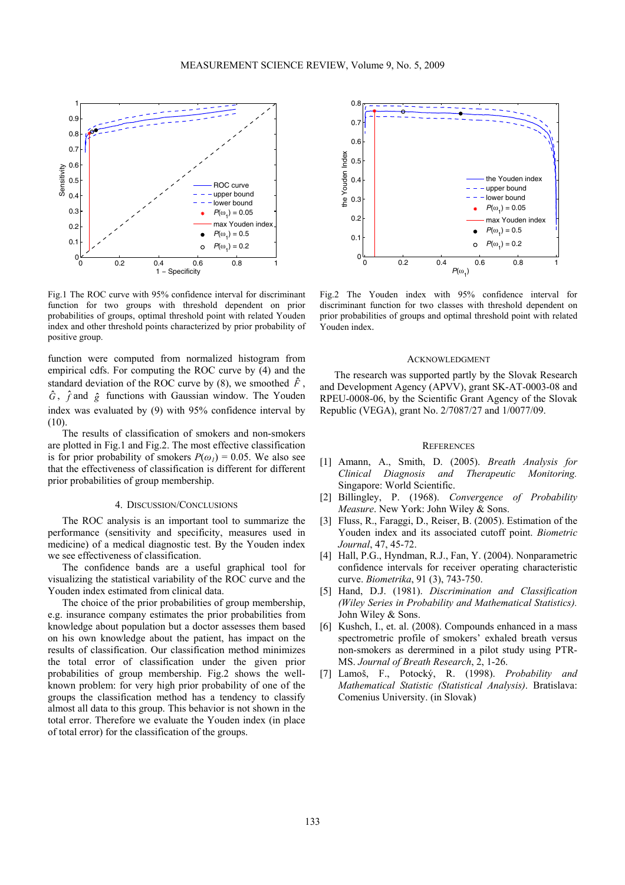Sensitivity

1 – Specificity

ROC curve
upper bound
lower bound
$P(\omega_1) = 0.05$
max Youden index
$P(\omega_1) = 0.5$
$P(\omega_1) = 0.2$

Fig.1 The ROC curve with 95% confidence interval for discriminant function for two groups with threshold dependent on prior probabilities of groups, optimal threshold point with related Youden index and other threshold points characterized by prior probability of positive group.

the Youden Index

$P(\omega_1)$

the Youden index
upper bound
lower bound
$P(\omega_1) = 0.05$
max Youden index
$P(\omega_1) = 0.5$
$P(\omega_1) = 0.2$

Fig.2 The Youden index with 95% confidence interval for discriminant function for two classes with threshold dependent on prior probabilities of groups and optimal threshold point with related Youden index.

function were computed from normalized histogram from empirical cdfs. For computing the ROC curve by (4) and the standard deviation of the ROC curve by (8), we smoothed $\hat{F}$, $\hat{G}$, $\hat{f}$ and $\hat{g}$ functions with Gaussian window. The Youden index was evaluated by (9) with 95% confidence interval by (10).

The results of classification of smokers and non-smokers are plotted in Fig.1 and Fig.2. The most effective classification is for prior probability of smokers $P(\omega_1) = 0.05$. We also see that the effectiveness of classification is different for different prior probabilities of group membership.

## 4. Discussion/Conclusions

The ROC analysis is an important tool to summarize the performance (sensitivity and specificity, measures used in medicine) of a medical diagnostic test. By the Youden index we see effectiveness of classification.

The confidence bands are a useful graphical tool for visualizing the statistical variability of the ROC curve and the Youden index estimated from clinical data.

The choice of the prior probabilities of group membership, e.g. insurance company estimates the prior probabilities from knowledge about population but a doctor assesses them based on his own knowledge about the patient, has impact on the results of classification. Our classification method minimizes the total error of classification under the given prior probabilities of group membership. Fig.2 shows the well-known problem: for very high prior probability of one of the groups the classification method has a tendency to classify almost all data to this group. This behavior is not shown in the total error. Therefore we evaluate the Youden index (in place of total error) for the classification of the groups.

## Acknowledgment

The research was supported partly by the Slovak Research and Development Agency (APVV), grant SK-AT-0003-08 and RPEU-0008-06, by the Scientific Grant Agency of the Slovak Republic (VEGA), grant No. 2/7087/27 and 1/0077/09.

## References

[1] Amann, A., Smith, D. (2005). *Breath Analysis for Clinical Diagnosis and Therapeutic Monitoring.* Singapore: World Scientific.

[2] Billingley, P. (1968). *Convergence of Probability Measure*. New York: John Wiley & Sons.

[3] Fluss, R., Faraggi, D., Reiser, B. (2005). Estimation of the Youden index and its associated cutoff point. *Biometric Journal*, 47, 45-72.

[4] Hall, P.G., Hyndman, R.J., Fan, Y. (2004). Nonparametric confidence intervals for receiver operating characteristic curve. *Biometrika*, 91 (3), 743-750.

[5] Hand, D.J. (1981). *Discrimination and Classification (Wiley Series in Probability and Mathematical Statistics).* John Wiley & Sons.

[6] Kushch, I., et. al. (2008). Compounds enhanced in a mass spectrometric profile of smokers' exhaled breath versus non-smokers as derermined in a pilot study using PTR-MS. *Journal of Breath Research*, 2, 1-26.

[7] Lamoš, F., Potocký, R. (1998). *Probability and Mathematical Statistic (Statistical Analysis)*. Bratislava: Comenius University. (in Slovak)